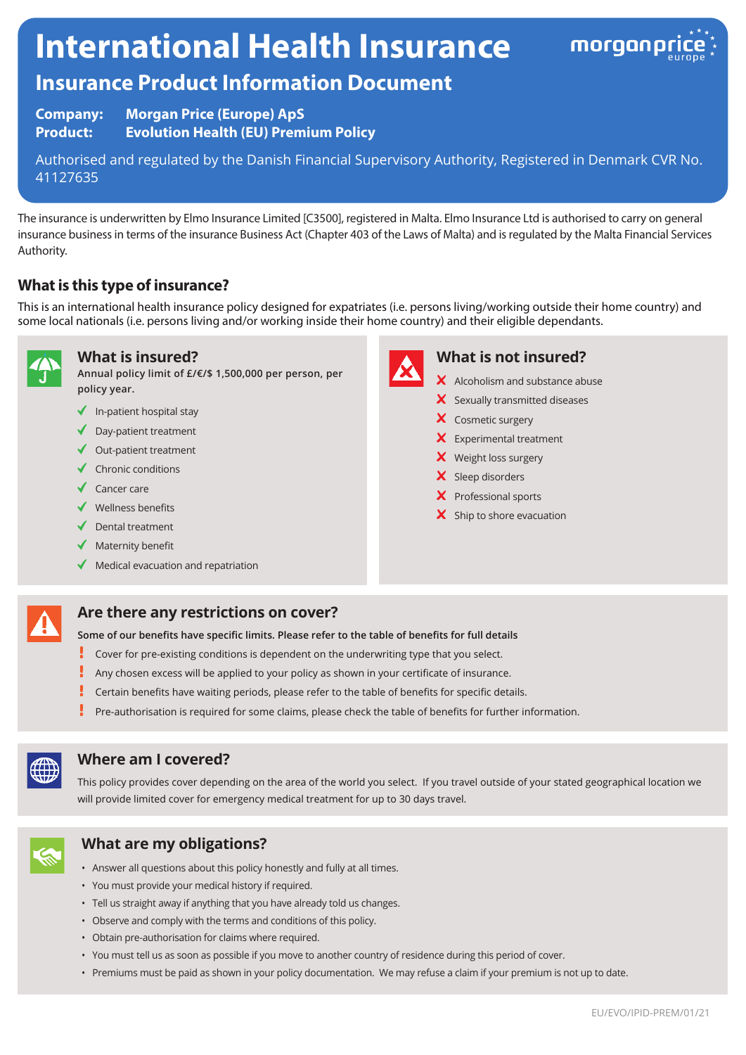# International Health Insurance

## Insurance Product Information Document

**Company:** **Morgan Price (Europe) ApS**
**Product:** **Evolution Health (EU) Premium Policy**

Authorised and regulated by the Danish Financial Supervisory Authority, Registered in Denmark CVR No. 41127635

The insurance is underwritten by Elmo Insurance Limited [C3500], registered in Malta. Elmo Insurance Ltd is authorised to carry on general insurance business in terms of the insurance Business Act (Chapter 403 of the Laws of Malta) and is regulated by the Malta Financial Services Authority.

### What is this type of insurance?

This is an international health insurance policy designed for expatriates (i.e. persons living/working outside their home country) and some local nationals (i.e. persons living and/or working inside their home country) and their eligible dependants.

### What is insured?

**Annual policy limit of £/€/$ 1,500,000 per person, per policy year.**

- ✓ In-patient hospital stay
- ✓ Day-patient treatment
- ✓ Out-patient treatment
- ✓ Chronic conditions
- ✓ Cancer care
- ✓ Wellness benefits
- ✓ Dental treatment
- ✓ Maternity benefit
- ✓ Medical evacuation and repatriation

### What is not insured?

- ✗ Alcoholism and substance abuse
- ✗ Sexually transmitted diseases
- ✗ Cosmetic surgery
- ✗ Experimental treatment
- ✗ Weight loss surgery
- ✗ Sleep disorders
- ✗ Professional sports
- ✗ Ship to shore evacuation

### Are there any restrictions on cover?

**Some of our benefits have specific limits. Please refer to the table of benefits for full details**

- ! Cover for pre-existing conditions is dependent on the underwriting type that you select.
- ! Any chosen excess will be applied to your policy as shown in your certificate of insurance.
- ! Certain benefits have waiting periods, please refer to the table of benefits for specific details.
- ! Pre-authorisation is required for some claims, please check the table of benefits for further information.

### Where am I covered?

This policy provides cover depending on the area of the world you select. If you travel outside of your stated geographical location we will provide limited cover for emergency medical treatment for up to 30 days travel.

### What are my obligations?

- Answer all questions about this policy honestly and fully at all times.
- You must provide your medical history if required.
- Tell us straight away if anything that you have already told us changes.
- Observe and comply with the terms and conditions of this policy.
- Obtain pre-authorisation for claims where required.
- You must tell us as soon as possible if you move to another country of residence during this period of cover.
- Premiums must be paid as shown in your policy documentation. We may refuse a claim if your premium is not up to date.

EU/EVO/IPID-PREM/01/21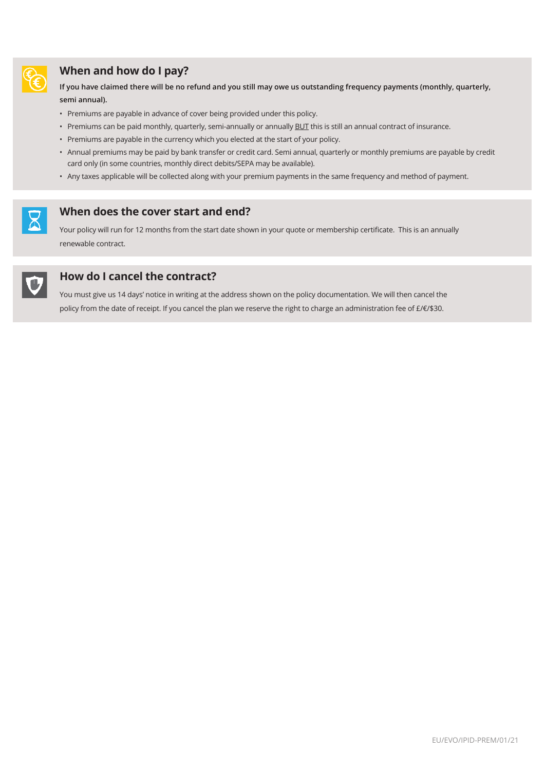## When and how do I pay?

**If you have claimed there will be no refund and you still may owe us outstanding frequency payments (monthly, quarterly, semi annual).**

- Premiums are payable in advance of cover being provided under this policy.
- Premiums can be paid monthly, quarterly, semi-annually or annually BUT this is still an annual contract of insurance.
- Premiums are payable in the currency which you elected at the start of your policy.
- Annual premiums may be paid by bank transfer or credit card. Semi annual, quarterly or monthly premiums are payable by credit card only (in some countries, monthly direct debits/SEPA may be available).
- Any taxes applicable will be collected along with your premium payments in the same frequency and method of payment.

## When does the cover start and end?

Your policy will run for 12 months from the start date shown in your quote or membership certificate. This is an annually renewable contract.

## How do I cancel the contract?

You must give us 14 days' notice in writing at the address shown on the policy documentation. We will then cancel the policy from the date of receipt. If you cancel the plan we reserve the right to charge an administration fee of £/€/$30.

EU/EVO/IPID-PREM/01/21